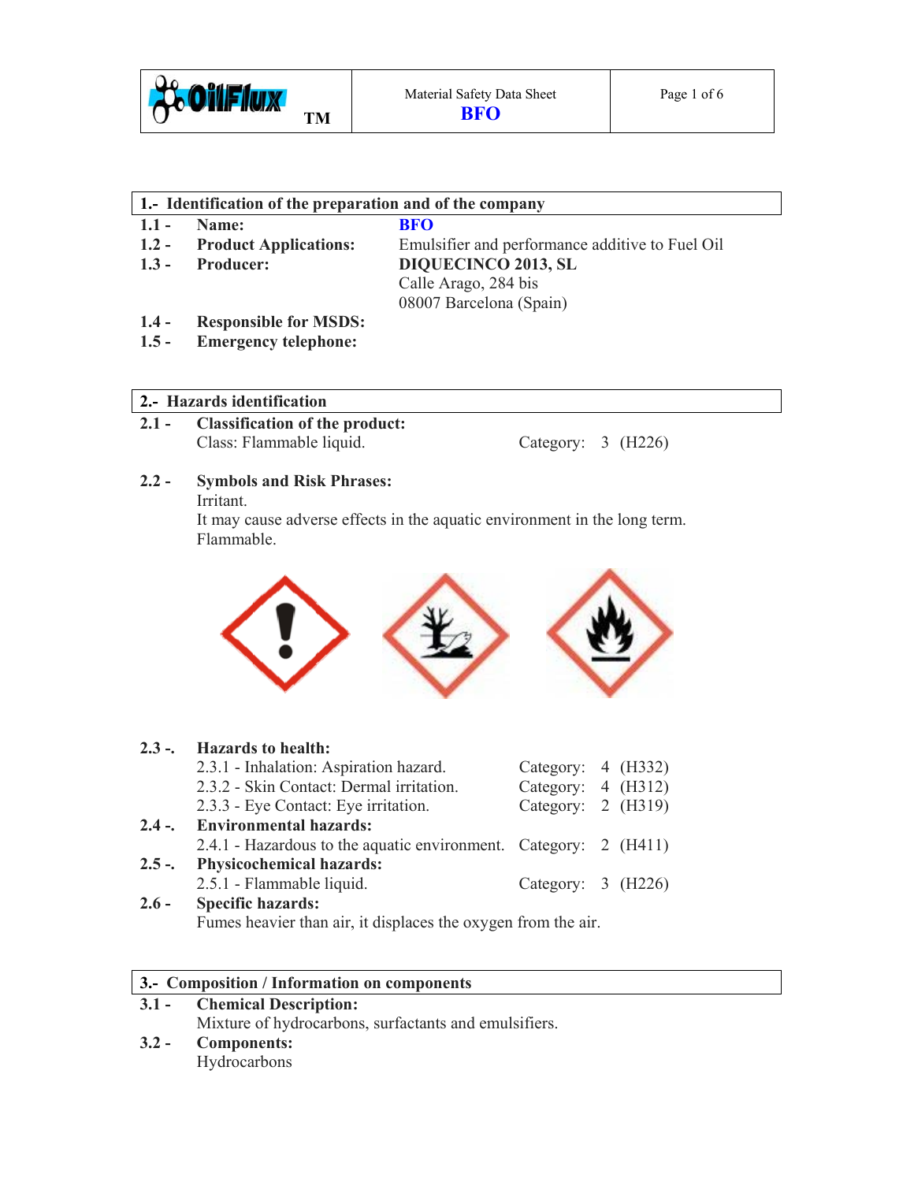## 1.- Identification of the preparation and of the company

**1.1 - Name:** **BFO**

**1.2 - Product Applications:** Emulsifier and performance additive to Fuel Oil

**1.3 - Producer:** **DIQUECINCO 2013, SL**
Calle Arago, 284 bis
08007 Barcelona (Spain)

**1.4 - Responsible for MSDS:**

**1.5 - Emergency telephone:**

## 2.- Hazards identification

**2.1 - Classification of the product:**
Class: Flammable liquid. Category: 3 (H226)

**2.2 - Symbols and Risk Phrases:**
Irritant.
It may cause adverse effects in the aquatic environment in the long term.
Flammable.

**2.3 -. Hazards to health:**

| | Category | |
|---|---|---|
| 2.3.1 - Inhalation: Aspiration hazard. | 4 | (H332) |
| 2.3.2 - Skin Contact: Dermal irritation. | 4 | (H312) |
| 2.3.3 - Eye Contact: Eye irritation. | 2 | (H319) |

**2.4 -. Environmental hazards:**

| | Category | |
|---|---|---|
| 2.4.1 - Hazardous to the aquatic environment. | 2 | (H411) |

**2.5 -. Physicochemical hazards:**

| | Category | |
|---|---|---|
| 2.5.1 - Flammable liquid. | 3 | (H226) |

**2.6 - Specific hazards:**
Fumes heavier than air, it displaces the oxygen from the air.

## 3.- Composition / Information on components

**3.1 - Chemical Description:**
Mixture of hydrocarbons, surfactants and emulsifiers.

**3.2 - Components:**
Hydrocarbons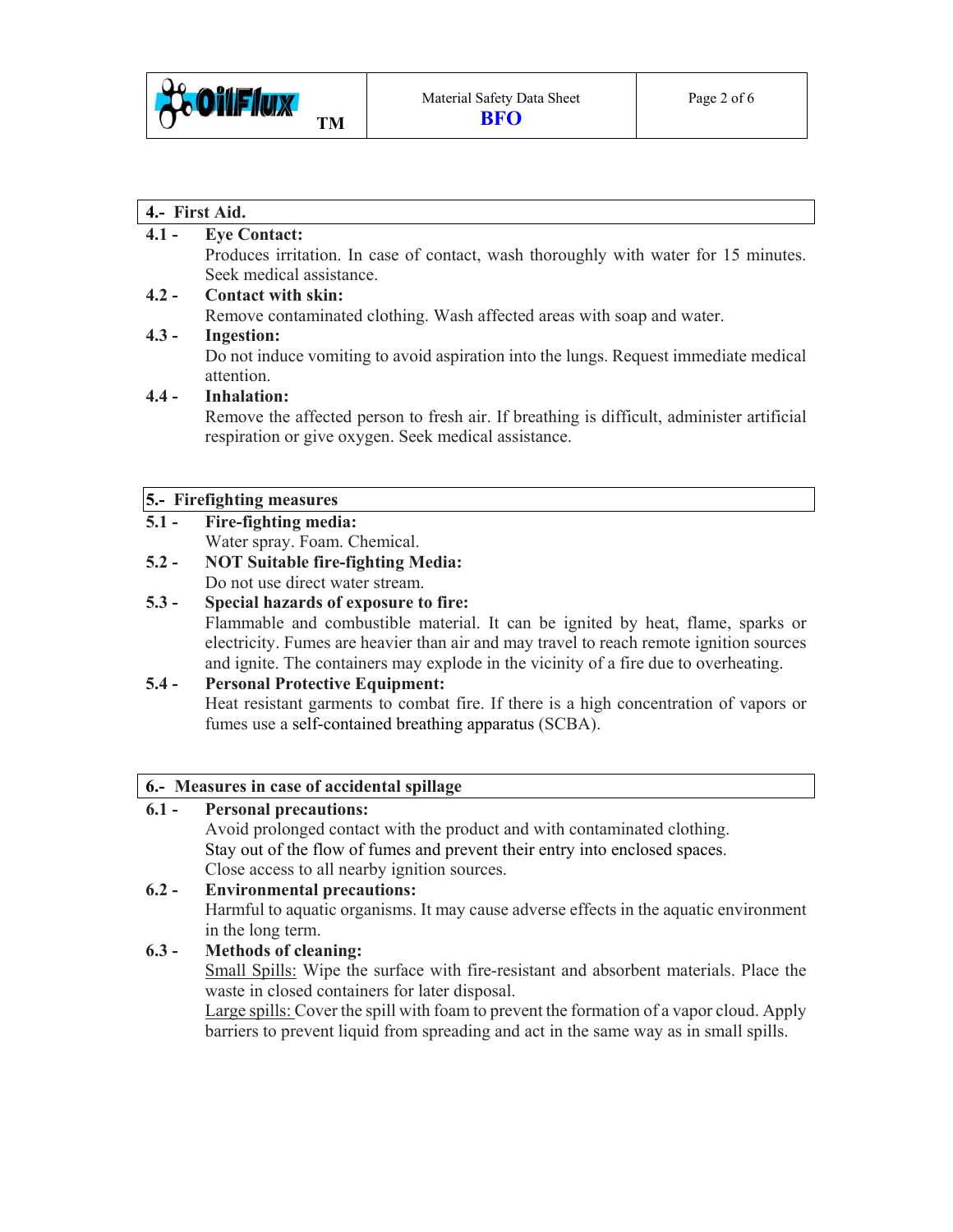## 4.- First Aid.

**4.1 - Eye Contact:**

Produces irritation. In case of contact, wash thoroughly with water for 15 minutes. Seek medical assistance.

**4.2 - Contact with skin:**

Remove contaminated clothing. Wash affected areas with soap and water.

**4.3 - Ingestion:**

Do not induce vomiting to avoid aspiration into the lungs. Request immediate medical attention.

**4.4 - Inhalation:**

Remove the affected person to fresh air. If breathing is difficult, administer artificial respiration or give oxygen. Seek medical assistance.

## 5.- Firefighting measures

**5.1 - Fire-fighting media:**

Water spray. Foam. Chemical.

**5.2 - NOT Suitable fire-fighting Media:**

Do not use direct water stream.

**5.3 - Special hazards of exposure to fire:**

Flammable and combustible material. It can be ignited by heat, flame, sparks or electricity. Fumes are heavier than air and may travel to reach remote ignition sources and ignite. The containers may explode in the vicinity of a fire due to overheating.

**5.4 - Personal Protective Equipment:**

Heat resistant garments to combat fire. If there is a high concentration of vapors or fumes use a self-contained breathing apparatus (SCBA).

## 6.- Measures in case of accidental spillage

**6.1 - Personal precautions:**

Avoid prolonged contact with the product and with contaminated clothing.
Stay out of the flow of fumes and prevent their entry into enclosed spaces.
Close access to all nearby ignition sources.

**6.2 - Environmental precautions:**

Harmful to aquatic organisms. It may cause adverse effects in the aquatic environment in the long term.

**6.3 - Methods of cleaning:**

Small Spills: Wipe the surface with fire-resistant and absorbent materials. Place the waste in closed containers for later disposal.

Large spills: Cover the spill with foam to prevent the formation of a vapor cloud. Apply barriers to prevent liquid from spreading and act in the same way as in small spills.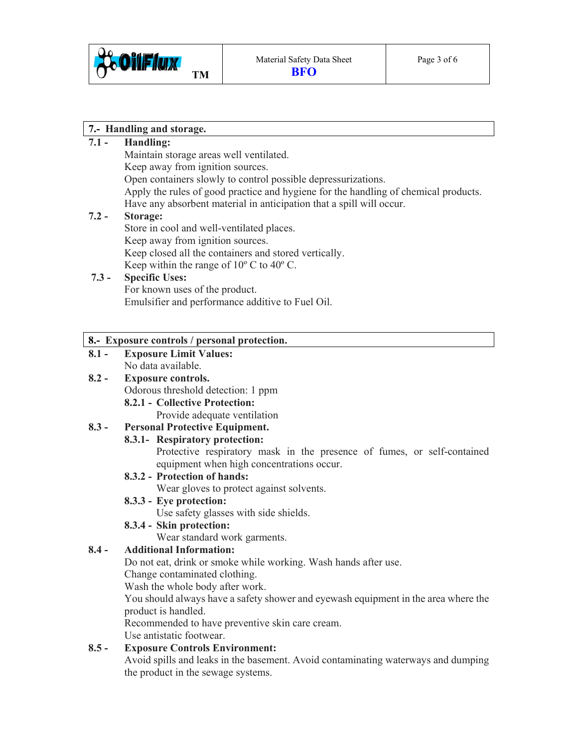## 7.- Handling and storage.

**7.1 - Handling:**

Maintain storage areas well ventilated.
Keep away from ignition sources.
Open containers slowly to control possible depressurizations.
Apply the rules of good practice and hygiene for the handling of chemical products.
Have any absorbent material in anticipation that a spill will occur.

**7.2 - Storage:**

Store in cool and well-ventilated places.
Keep away from ignition sources.
Keep closed all the containers and stored vertically.
Keep within the range of 10º C to 40º C.

**7.3 - Specific Uses:**

For known uses of the product.
Emulsifier and performance additive to Fuel Oil.

## 8.- Exposure controls / personal protection.

**8.1 - Exposure Limit Values:**

No data available.

**8.2 - Exposure controls.**

Odorous threshold detection: 1 ppm

**8.2.1 - Collective Protection:**

Provide adequate ventilation

**8.3 - Personal Protective Equipment.**

**8.3.1- Respiratory protection:**

Protective respiratory mask in the presence of fumes, or self-contained equipment when high concentrations occur.

**8.3.2 - Protection of hands:**

Wear gloves to protect against solvents.

**8.3.3 - Eye protection:**

Use safety glasses with side shields.

**8.3.4 - Skin protection:**

Wear standard work garments.

**8.4 - Additional Information:**

Do not eat, drink or smoke while working. Wash hands after use.
Change contaminated clothing.
Wash the whole body after work.
You should always have a safety shower and eyewash equipment in the area where the product is handled.
Recommended to have preventive skin care cream.
Use antistatic footwear.

**8.5 - Exposure Controls Environment:**

Avoid spills and leaks in the basement. Avoid contaminating waterways and dumping the product in the sewage systems.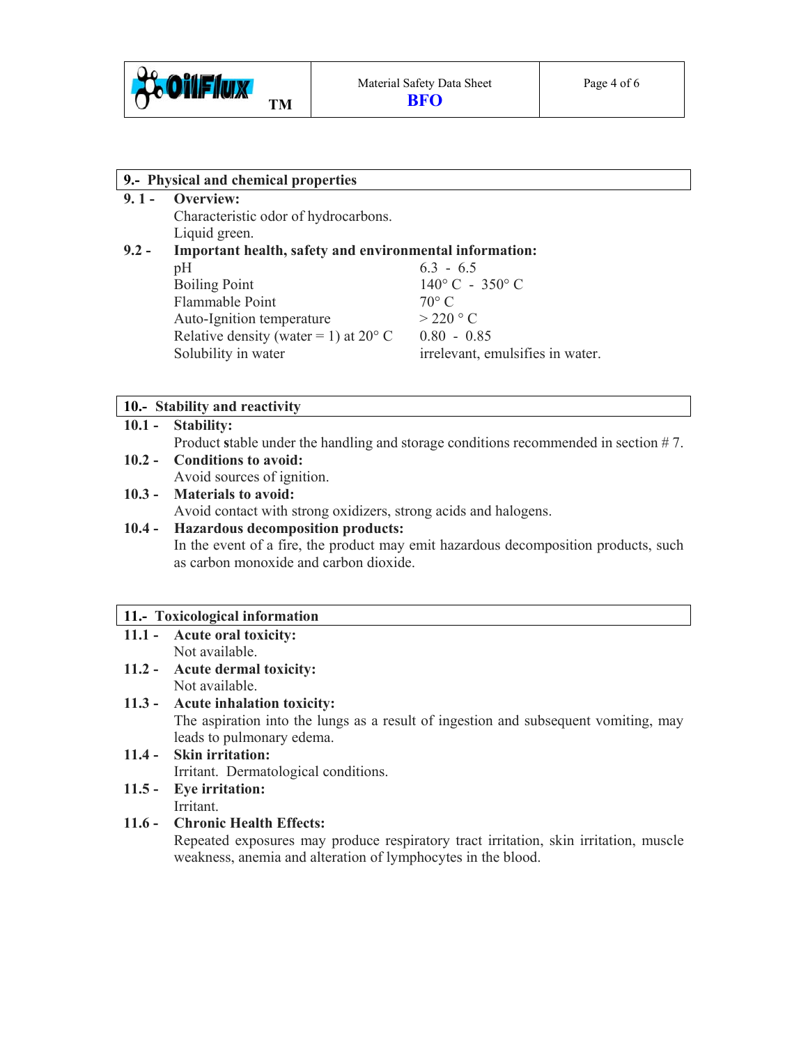## 9.- Physical and chemical properties

**9. 1 - Overview:**

Characteristic odor of hydrocarbons.
Liquid green.

**9.2 - Important health, safety and environmental information:**

| | |
|---|---|
| pH | 6.3 - 6.5 |
| Boiling Point | 140° C - 350° C |
| Flammable Point | 70° C |
| Auto-Ignition temperature | > 220 ° C |
| Relative density (water = 1) at 20° C | 0.80 - 0.85 |
| Solubility in water | irrelevant, emulsifies in water. |

## 10.- Stability and reactivity

**10.1 - Stability:**

Product **s**table under the handling and storage conditions recommended in section # 7.

**10.2 - Conditions to avoid:**

Avoid sources of ignition.

**10.3 - Materials to avoid:**

Avoid contact with strong oxidizers, strong acids and halogens.

**10.4 - Hazardous decomposition products:**

In the event of a fire, the product may emit hazardous decomposition products, such as carbon monoxide and carbon dioxide.

## 11.- Toxicological information

**11.1 - Acute oral toxicity:**

Not available.

**11.2 - Acute dermal toxicity:**

Not available.

**11.3 - Acute inhalation toxicity:**

The aspiration into the lungs as a result of ingestion and subsequent vomiting, may leads to pulmonary edema.

**11.4 - Skin irritation:**

Irritant. Dermatological conditions.

**11.5 - Eye irritation:**

Irritant.

**11.6 - Chronic Health Effects:**

Repeated exposures may produce respiratory tract irritation, skin irritation, muscle weakness, anemia and alteration of lymphocytes in the blood.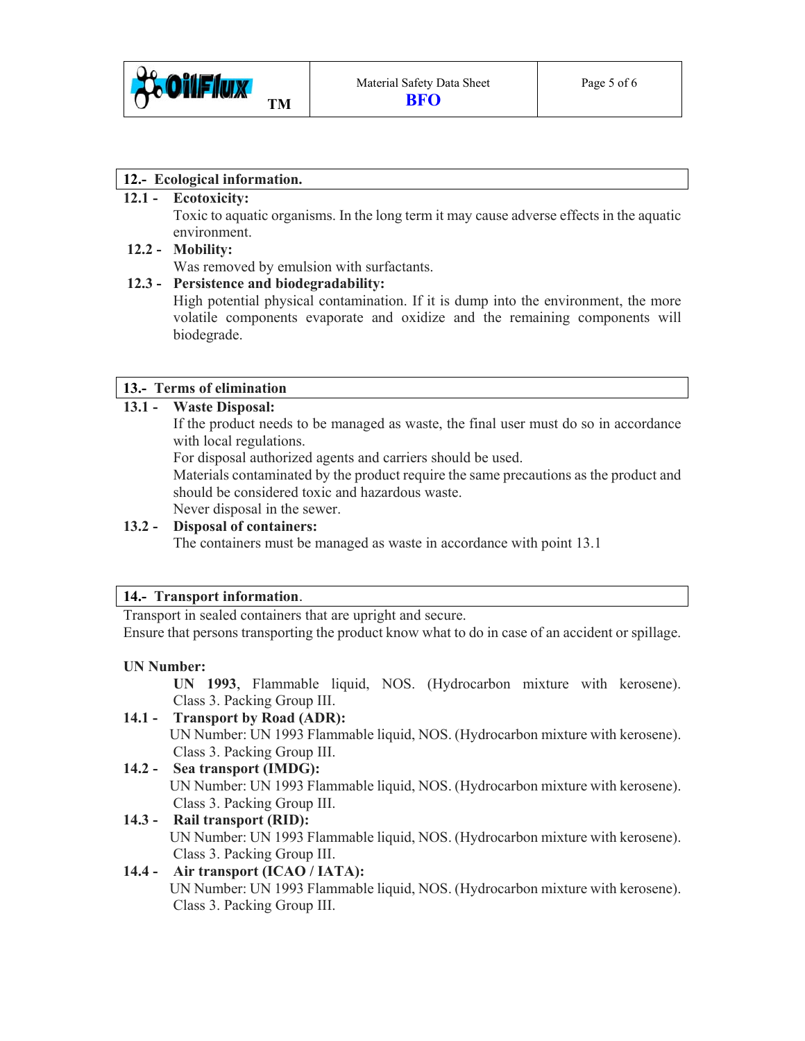## 12.- Ecological information.

**12.1 - Ecotoxicity:**

Toxic to aquatic organisms. In the long term it may cause adverse effects in the aquatic environment.

**12.2 - Mobility:**

Was removed by emulsion with surfactants.

**12.3 - Persistence and biodegradability:**

High potential physical contamination. If it is dump into the environment, the more volatile components evaporate and oxidize and the remaining components will biodegrade.

## 13.- Terms of elimination

**13.1 - Waste Disposal:**

If the product needs to be managed as waste, the final user must do so in accordance with local regulations.

For disposal authorized agents and carriers should be used.

Materials contaminated by the product require the same precautions as the product and should be considered toxic and hazardous waste.

Never disposal in the sewer.

**13.2 - Disposal of containers:**

The containers must be managed as waste in accordance with point 13.1

## 14.- Transport information.

Transport in sealed containers that are upright and secure.

Ensure that persons transporting the product know what to do in case of an accident or spillage.

**UN Number:**

**UN 1993**, Flammable liquid, NOS. (Hydrocarbon mixture with kerosene). Class 3. Packing Group III.

**14.1 - Transport by Road (ADR):**

UN Number: UN 1993 Flammable liquid, NOS. (Hydrocarbon mixture with kerosene). Class 3. Packing Group III.

**14.2 - Sea transport (IMDG):**

UN Number: UN 1993 Flammable liquid, NOS. (Hydrocarbon mixture with kerosene). Class 3. Packing Group III.

**14.3 - Rail transport (RID):**

UN Number: UN 1993 Flammable liquid, NOS. (Hydrocarbon mixture with kerosene). Class 3. Packing Group III.

**14.4 - Air transport (ICAO / IATA):**

UN Number: UN 1993 Flammable liquid, NOS. (Hydrocarbon mixture with kerosene). Class 3. Packing Group III.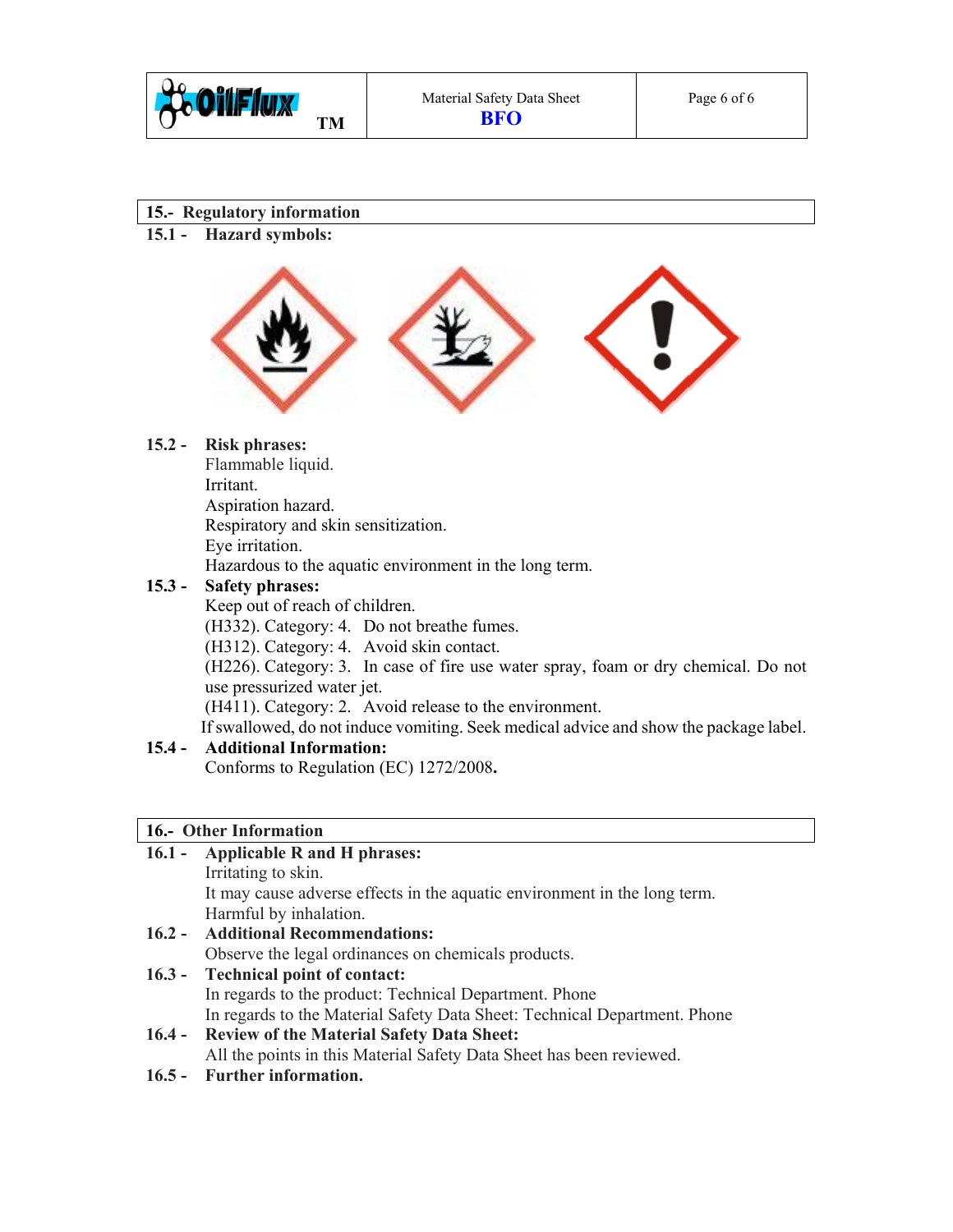## 15.- Regulatory information

**15.1 - Hazard symbols:**

**15.2 - Risk phrases:**

Flammable liquid.
Irritant.
Aspiration hazard.
Respiratory and skin sensitization.
Eye irritation.
Hazardous to the aquatic environment in the long term.

**15.3 - Safety phrases:**

Keep out of reach of children.
(H332). Category: 4. Do not breathe fumes.
(H312). Category: 4. Avoid skin contact.
(H226). Category: 3. In case of fire use water spray, foam or dry chemical. Do not use pressurized water jet.
(H411). Category: 2. Avoid release to the environment.
If swallowed, do not induce vomiting. Seek medical advice and show the package label.

**15.4 - Additional Information:**

Conforms to Regulation (EC) 1272/2008**.**

## 16.- Other Information

**16.1 - Applicable R and H phrases:**

Irritating to skin.
It may cause adverse effects in the aquatic environment in the long term.
Harmful by inhalation.

**16.2 - Additional Recommendations:**

Observe the legal ordinances on chemicals products.

**16.3 - Technical point of contact:**

In regards to the product: Technical Department. Phone
In regards to the Material Safety Data Sheet: Technical Department. Phone

**16.4 - Review of the Material Safety Data Sheet:**

All the points in this Material Safety Data Sheet has been reviewed.

**16.5 - Further information.**